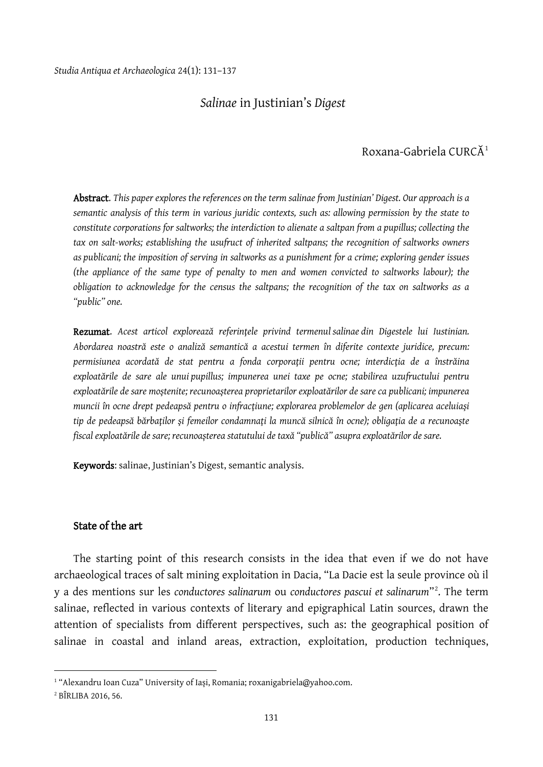# *Salinae* in Justinian's *Digest*

Roxana-Gabriela CURCĂ[1]

**Abstract**. *This paper explores the references on the term salinae from Justinian' Digest. Our approach is a semantic analysis of this term in various juridic contexts, such as: allowing permission by the state to constitute corporations for saltworks; the interdiction to alienate a saltpan from a pupillus; collecting the tax on salt-works; establishing the usufruct of inherited saltpans; the recognition of saltworks owners as publicani; the imposition of serving in saltworks as a punishment for a crime; exploring gender issues (the appliance of the same type of penalty to men and women convicted to saltworks labour); the obligation to acknowledge for the census the saltpans; the recognition of the tax on saltworks as a "public" one.*

**Rezumat**. *Acest articol explorează referințele privind termenul salinae din Digestele lui Iustinian. Abordarea noastră este o analiză semantică a acestui termen în diferite contexte juridice, precum: permisiunea acordată de stat pentru a fonda corporații pentru ocne; interdicția de a înstrăina exploatările de sare ale unui pupillus; impunerea unei taxe pe ocne; stabilirea uzufructului pentru exploatările de sare moştenite; recunoașterea proprietarilor exploatărilor de sare ca publicani; impunerea muncii în ocne drept pedeapsă pentru o infracțiune; explorarea problemelor de gen (aplicarea aceluiași tip de pedeapsă bărbaților şi femeilor condamnați la muncă silnică în ocne); obligația de a recunoaște fiscal exploatările de sare; recunoașterea statutului de taxă "publică" asupra exploatărilor de sare.*

**Keywords**: salinae, Justinian's Digest, semantic analysis.

## State of the art

The starting point of this research consists in the idea that even if we do not have archaeological traces of salt mining exploitation in Dacia, "La Dacie est la seule province où il y a des mentions sur les *conductores salinarum* ou *conductores pascui et salinarum*"[2]. The term salinae, reflected in various contexts of literary and epigraphical Latin sources, drawn the attention of specialists from different perspectives, such as: the geographical position of salinae in coastal and inland areas, extraction, exploitation, production techniques,

---

[1] "Alexandru Ioan Cuza" University of Iași, Romania; roxanigabriela@yahoo.com.

[2] BÎRLIBA 2016, 56.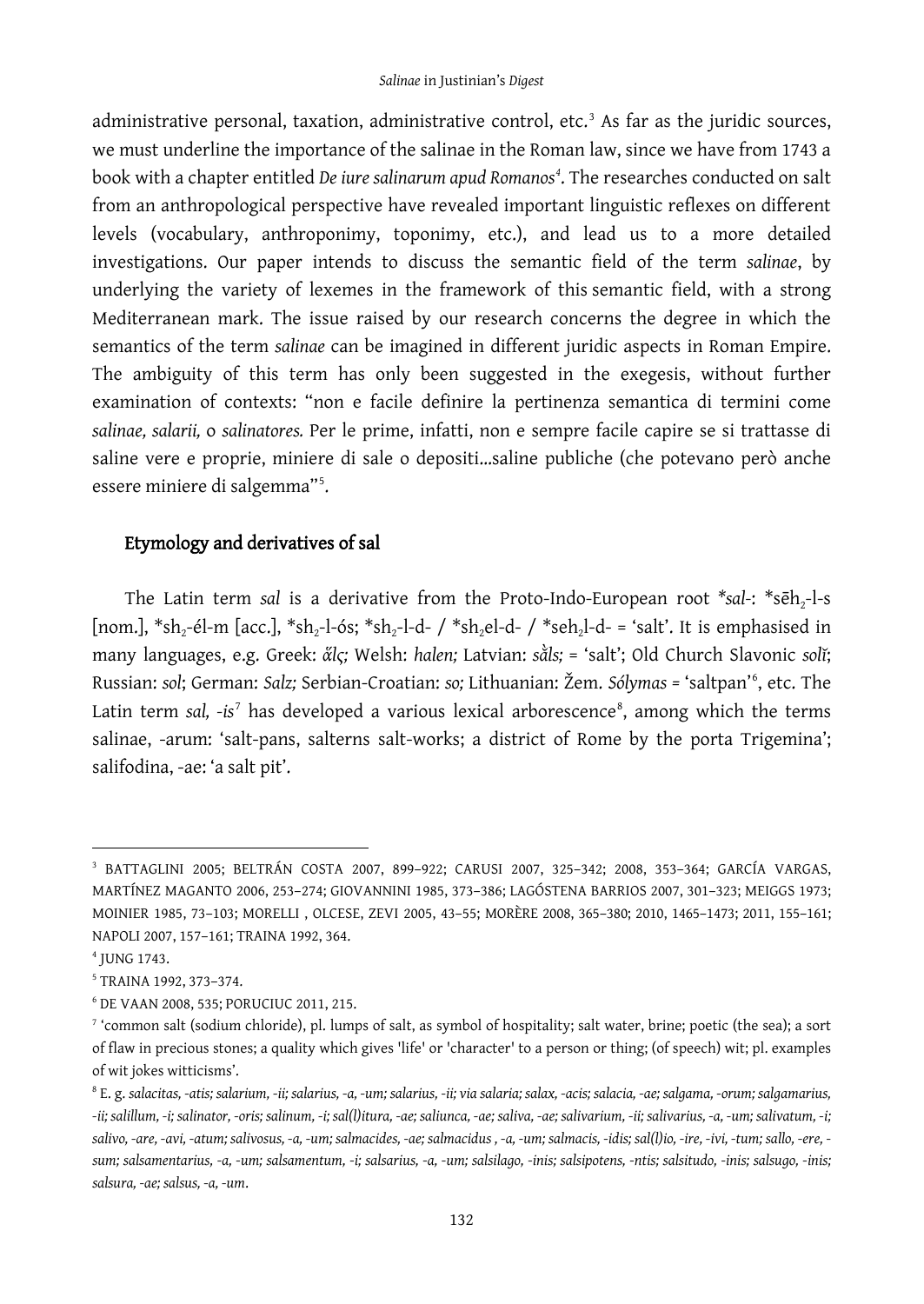administrative personal, taxation, administrative control, etc.[3] As far as the juridic sources, we must underline the importance of the salinae in the Roman law, since we have from 1743 a book with a chapter entitled *De iure salinarum apud Romanos*[4]. The researches conducted on salt from an anthropological perspective have revealed important linguistic reflexes on different levels (vocabulary, anthroponimy, toponimy, etc.), and lead us to a more detailed investigations. Our paper intends to discuss the semantic field of the term *salinae*, by underlying the variety of lexemes in the framework of this semantic field, with a strong Mediterranean mark. The issue raised by our research concerns the degree in which the semantics of the term *salinae* can be imagined in different juridic aspects in Roman Empire. The ambiguity of this term has only been suggested in the exegesis, without further examination of contexts: "non e facile definire la pertinenza semantica di termini come *salinae, salarii,* o *salinatores.* Per le prime, infatti, non e sempre facile capire se si trattasse di saline vere e proprie, miniere di sale o depositi...saline publiche (che potevano però anche essere miniere di salgemma"[5].

## Etymology and derivatives of sal

The Latin term *sal* is a derivative from the Proto-Indo-European root \**sal-*: \*sēh$_2$-l-s [nom.], \*sh$_2$-él-m [acc.], \*sh$_2$-l-ós; \*sh$_2$-l-d- / \*sh$_2$el-d- / \*seh$_2$l-d- = 'salt'. It is emphasised in many languages, e.g. Greek: *ἅλς;* Welsh: *halen;* Latvian: *sā̀ls;* = 'salt'; Old Church Slavonic *solĭ*; Russian: *sol*; German: *Salz;* Serbian-Croatian: *so;* Lithuanian: Žem. *Sólymas* = 'saltpan'[6], etc. The Latin term *sal, -is*[7] has developed a various lexical arborescence[8], among which the terms salinae, -arum: 'salt-pans, salterns salt-works; a district of Rome by the porta Trigemina'; salifodina, -ae: 'a salt pit'.

---

[3] BATTAGLINI 2005; BELTRÁN COSTA 2007, 899–922; CARUSI 2007, 325–342; 2008, 353–364; GARCÍA VARGAS, MARTÍNEZ MAGANTO 2006, 253–274; GIOVANNINI 1985, 373–386; LAGÓSTENA BARRIOS 2007, 301–323; MEIGGS 1973; MOINIER 1985, 73–103; MORELLI , OLCESE, ZEVI 2005, 43–55; MORÈRE 2008, 365–380; 2010, 1465–1473; 2011, 155–161; NAPOLI 2007, 157–161; TRAINA 1992, 364.

[4] JUNG 1743.

[5] TRAINA 1992, 373–374.

[6] DE VAAN 2008, 535; PORUCIUC 2011, 215.

[7] 'common salt (sodium chloride), pl. lumps of salt, as symbol of hospitality; salt water, brine; poetic (the sea); a sort of flaw in precious stones; a quality which gives 'life' or 'character' to a person or thing; (of speech) wit; pl. examples of wit jokes witticisms'.

[8] E. g. *salacitas, -atis; salarium, -ii; salarius, -a, -um; salarius, -ii; via salaria; salax, -acis; salacia, -ae; salgama, -orum; salgamarius, -ii; salillum, -i; salinator, -oris; salinum, -i; sal(l)itura, -ae; saliunca, -ae; saliva, -ae; salivarium, -ii; salivarius, -a, -um; salivatum, -i; salivo, -are, -avi, -atum; salivosus, -a, -um; salmacides, -ae; salmacidus , -a, -um; salmacis, -idis; sal(l)io, -ire, -ivi, -tum; sallo, -ere, -sum; salsamentarius, -a, -um; salsamentum, -i; salsarius, -a, -um; salsilago, -inis; salsipotens, -ntis; salsitudo, -inis; salsugo, -inis; salsura, -ae; salsus, -a, -um*.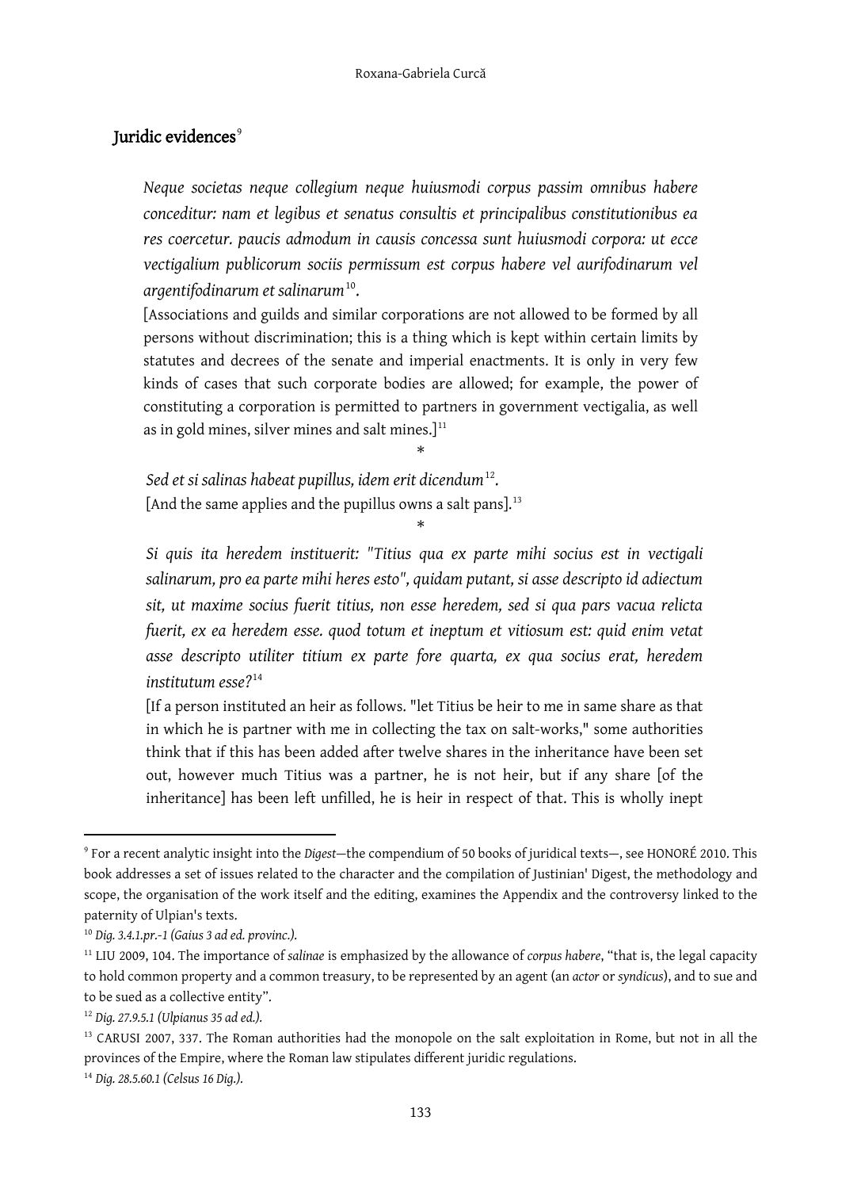## Juridic evidences[9]

> *Neque societas neque collegium neque huiusmodi corpus passim omnibus habere conceditur: nam et legibus et senatus consultis et principalibus constitutionibus ea res coercetur. paucis admodum in causis concessa sunt huiusmodi corpora: ut ecce vectigalium publicorum sociis permissum est corpus habere vel aurifodinarum vel argentifodinarum et salinarum*[10].
>
> [Associations and guilds and similar corporations are not allowed to be formed by all persons without discrimination; this is a thing which is kept within certain limits by statutes and decrees of the senate and imperial enactments. It is only in very few kinds of cases that such corporate bodies are allowed; for example, the power of constituting a corporation is permitted to partners in government vectigalia, as well as in gold mines, silver mines and salt mines.][11]

*

> *Sed et si salinas habeat pupillus, idem erit dicendum*[12].
>
> [And the same applies and the pupillus owns a salt pans].[13]

*

> *Si quis ita heredem instituerit: "Titius qua ex parte mihi socius est in vectigali salinarum, pro ea parte mihi heres esto", quidam putant, si asse descripto id adiectum sit, ut maxime socius fuerit titius, non esse heredem, sed si qua pars vacua relicta fuerit, ex ea heredem esse. quod totum et ineptum et vitiosum est: quid enim vetat asse descripto utiliter titium ex parte fore quarta, ex qua socius erat, heredem institutum esse?*[14]
>
> [If a person instituted an heir as follows. "let Titius be heir to me in same share as that in which he is partner with me in collecting the tax on salt-works," some authorities think that if this has been added after twelve shares in the inheritance have been set out, however much Titius was a partner, he is not heir, but if any share [of the inheritance] has been left unfilled, he is heir in respect of that. This is wholly inept

---

[9] For a recent analytic insight into the *Digest*—the compendium of 50 books of juridical texts—, see HONORÉ 2010. This book addresses a set of issues related to the character and the compilation of Justinian' Digest, the methodology and scope, the organisation of the work itself and the editing, examines the Appendix and the controversy linked to the paternity of Ulpian's texts.

[10] *Dig. 3.4.1.pr.-1 (Gaius 3 ad ed. provinc.).*

[11] LIU 2009, 104. The importance of *salinae* is emphasized by the allowance of *corpus habere*, "that is, the legal capacity to hold common property and a common treasury, to be represented by an agent (an *actor* or *syndicus*), and to sue and to be sued as a collective entity".

[12] *Dig. 27.9.5.1 (Ulpianus 35 ad ed.).*

[13] CARUSI 2007, 337. The Roman authorities had the monopole on the salt exploitation in Rome, but not in all the provinces of the Empire, where the Roman law stipulates different juridic regulations.

[14] *Dig. 28.5.60.1 (Celsus 16 Dig.).*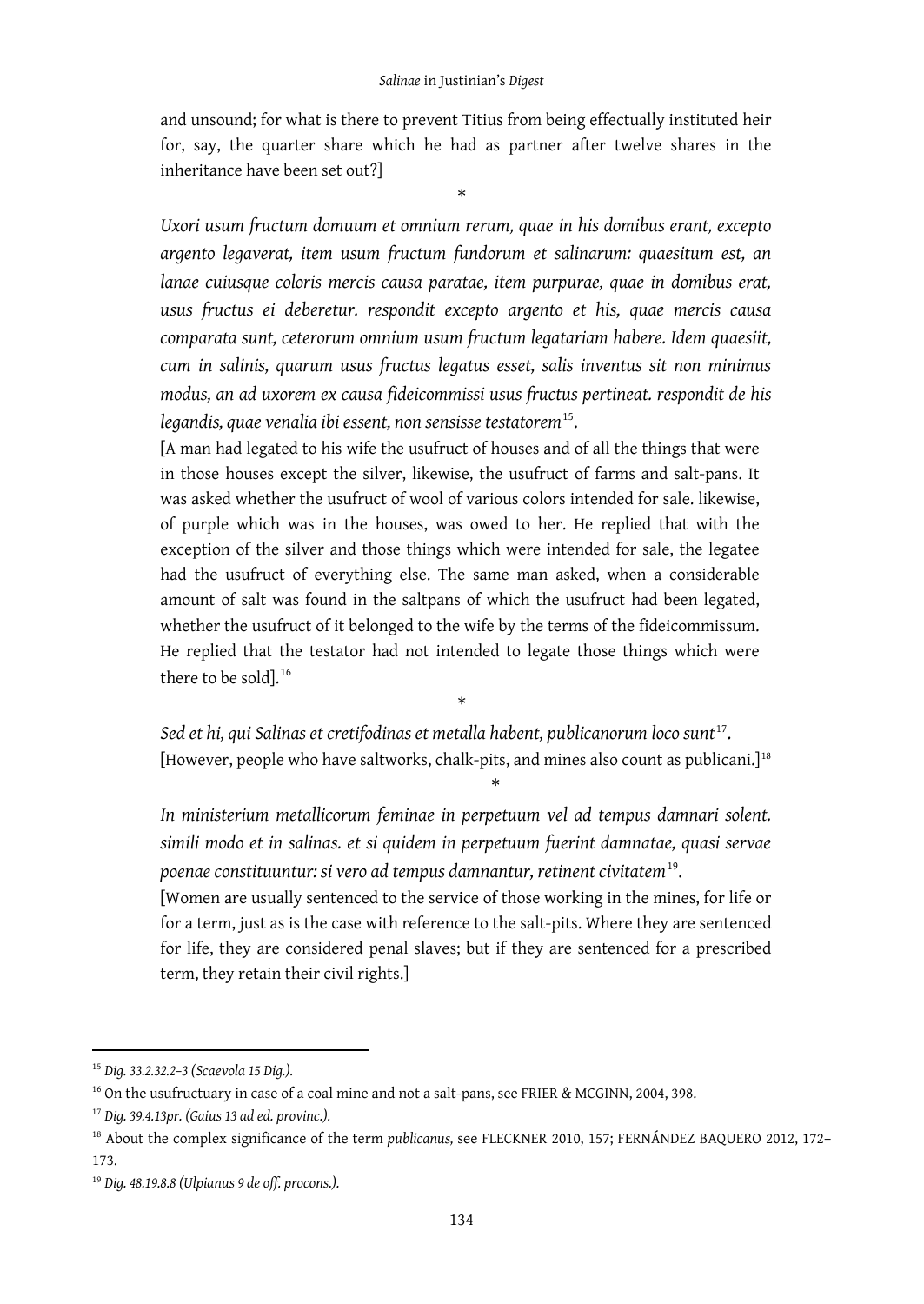and unsound; for what is there to prevent Titius from being effectually instituted heir for, say, the quarter share which he had as partner after twelve shares in the inheritance have been set out?]

*

*Uxori usum fructum domuum et omnium rerum, quae in his domibus erant, excepto argento legaverat, item usum fructum fundorum et salinarum: quaesitum est, an lanae cuiusque coloris mercis causa paratae, item purpurae, quae in domibus erat, usus fructus ei deberetur. respondit excepto argento et his, quae mercis causa comparata sunt, ceterorum omnium usum fructum legatariam habere. Idem quaesiit, cum in salinis, quarum usus fructus legatus esset, salis inventus sit non minimus modus, an ad uxorem ex causa fideicommissi usus fructus pertineat. respondit de his legandis, quae venalia ibi essent, non sensisse testatorem*[15].

[A man had legated to his wife the usufruct of houses and of all the things that were in those houses except the silver, likewise, the usufruct of farms and salt-pans. It was asked whether the usufruct of wool of various colors intended for sale. likewise, of purple which was in the houses, was owed to her. He replied that with the exception of the silver and those things which were intended for sale, the legatee had the usufruct of everything else. The same man asked, when a considerable amount of salt was found in the saltpans of which the usufruct had been legated, whether the usufruct of it belonged to the wife by the terms of the fideicommissum. He replied that the testator had not intended to legate those things which were there to be sold].[16]

*

*Sed et hi, qui Salinas et cretifodinas et metalla habent, publicanorum loco sunt*[17].
[However, people who have saltworks, chalk-pits, and mines also count as publicani.][18]

*

*In ministerium metallicorum feminae in perpetuum vel ad tempus damnari solent. simili modo et in salinas. et si quidem in perpetuum fuerint damnatae, quasi servae poenae constituuntur: si vero ad tempus damnantur, retinent civitatem*[19].

[Women are usually sentenced to the service of those working in the mines, for life or for a term, just as is the case with reference to the salt-pits. Where they are sentenced for life, they are considered penal slaves; but if they are sentenced for a prescribed term, they retain their civil rights.]

---

[15] *Dig. 33.2.32.2–3 (Scaevola 15 Dig.).*

[16] On the usufructuary in case of a coal mine and not a salt-pans, see FRIER & MCGINN, 2004, 398.

[17] *Dig. 39.4.13pr. (Gaius 13 ad ed. provinc.).*

[18] About the complex significance of the term *publicanus,* see FLECKNER 2010, 157; FERNÁNDEZ BAQUERO 2012, 172–173.

[19] *Dig. 48.19.8.8 (Ulpianus 9 de off. procons.).*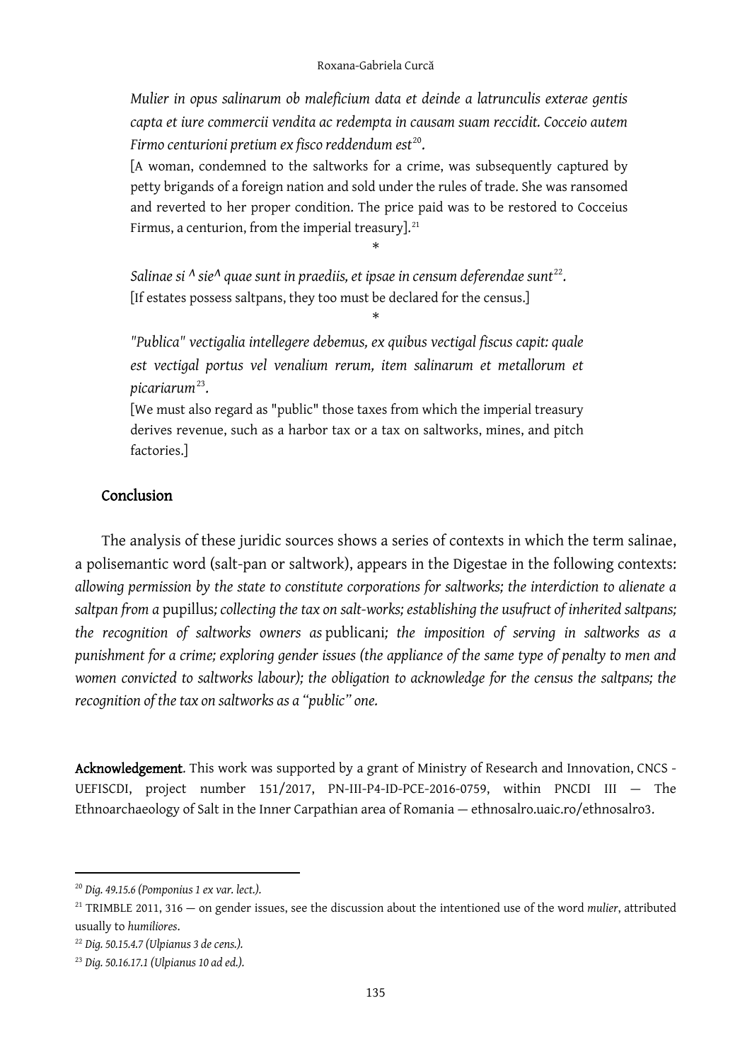*Mulier in opus salinarum ob maleficium data et deinde a latrunculis exterae gentis capta et iure commercii vendita ac redempta in causam suam reccidit. Cocceio autem Firmo centurioni pretium ex fisco reddendum est*[20].

[A woman, condemned to the saltworks for a crime, was subsequently captured by petty brigands of a foreign nation and sold under the rules of trade. She was ransomed and reverted to her proper condition. The price paid was to be restored to Cocceius Firmus, a centurion, from the imperial treasury].[21]

*

*Salinae si ^ sie^ quae sunt in praediis, et ipsae in censum deferendae sunt*[22].

[If estates possess saltpans, they too must be declared for the census.]

*

*"Publica" vectigalia intellegere debemus, ex quibus vectigal fiscus capit: quale est vectigal portus vel venalium rerum, item salinarum et metallorum et picariarum*[23].

[We must also regard as "public" those taxes from which the imperial treasury derives revenue, such as a harbor tax or a tax on saltworks, mines, and pitch factories.]

## Conclusion

The analysis of these juridic sources shows a series of contexts in which the term salinae, a polisemantic word (salt-pan or saltwork), appears in the Digestae in the following contexts: *allowing permission by the state to constitute corporations for saltworks; the interdiction to alienate a saltpan from a* pupillus*; collecting the tax on salt-works; establishing the usufruct of inherited saltpans; the recognition of saltworks owners as* publicani*; the imposition of serving in saltworks as a punishment for a crime; exploring gender issues (the appliance of the same type of penalty to men and women convicted to saltworks labour); the obligation to acknowledge for the census the saltpans; the recognition of the tax on saltworks as a "public" one.*

**Acknowledgement**. This work was supported by a grant of Ministry of Research and Innovation, CNCS - UEFISCDI, project number 151/2017, PN-III-P4-ID-PCE-2016-0759, within PNCDI III — The Ethnoarchaeology of Salt in the Inner Carpathian area of Romania — ethnosalro.uaic.ro/ethnosalro3.

---

[20] *Dig. 49.15.6 (Pomponius 1 ex var. lect.).*

[21] TRIMBLE 2011, 316 — on gender issues, see the discussion about the intentioned use of the word *mulier*, attributed usually to *humiliores*.

[22] *Dig. 50.15.4.7 (Ulpianus 3 de cens.).*

[23] *Dig. 50.16.17.1 (Ulpianus 10 ad ed.).*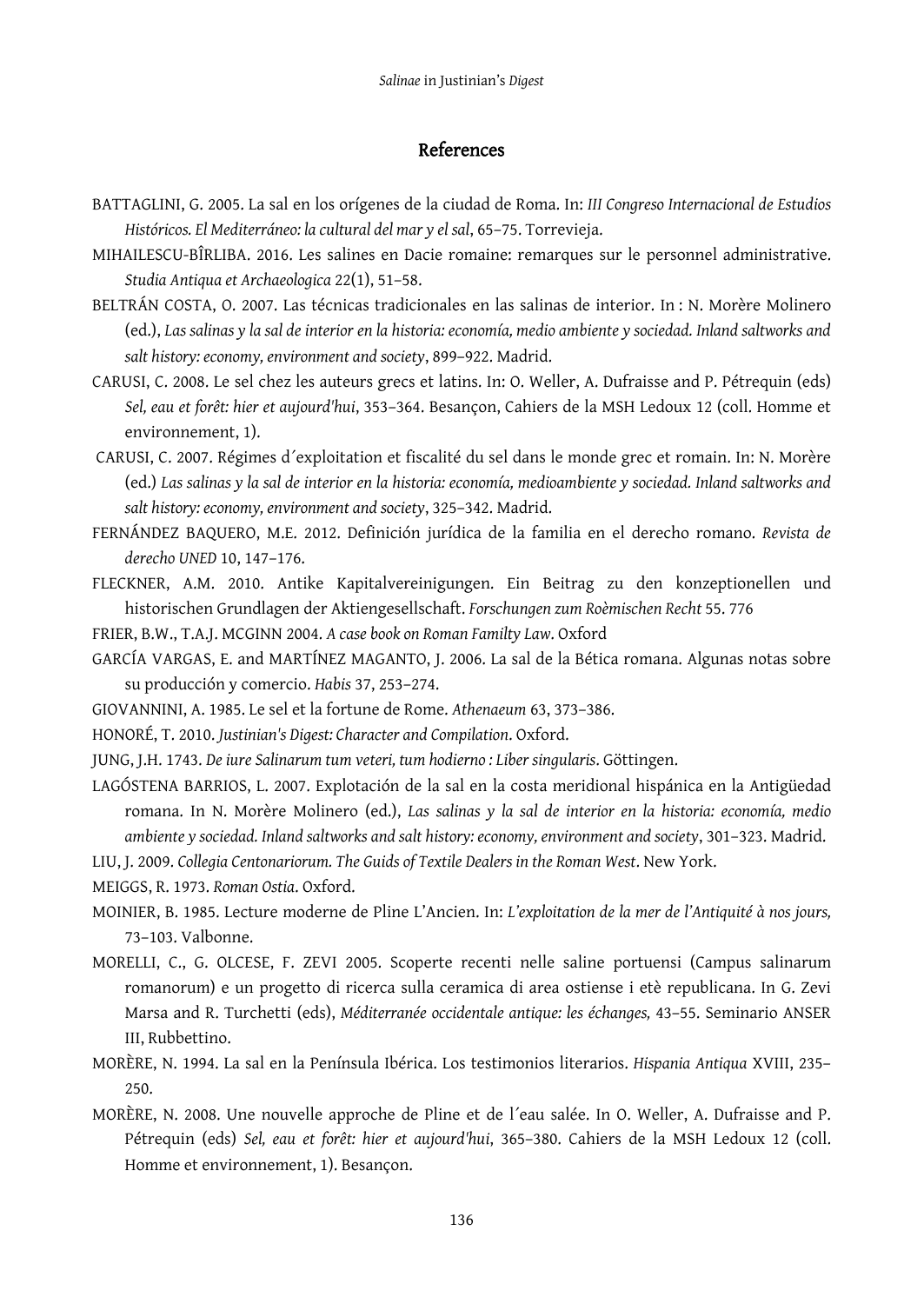## References

BATTAGLINI, G. 2005. La sal en los orígenes de la ciudad de Roma. In: *III Congreso Internacional de Estudios Históricos. El Mediterráneo: la cultural del mar y el sal*, 65–75. Torrevieja.

MIHAILESCU-BÎRLIBA. 2016. Les salines en Dacie romaine: remarques sur le personnel administrative. *Studia Antiqua et Archaeologica* 22(1), 51–58.

BELTRÁN COSTA, O. 2007. Las técnicas tradicionales en las salinas de interior. In : N. Morère Molinero (ed.), *Las salinas y la sal de interior en la historia: economía, medio ambiente y sociedad. Inland saltworks and salt history: economy, environment and society*, 899–922. Madrid.

CARUSI, C. 2008. Le sel chez les auteurs grecs et latins. In: O. Weller, A. Dufraisse and P. Pétrequin (eds) *Sel, eau et forêt: hier et aujourd'hui*, 353–364. Besançon, Cahiers de la MSH Ledoux 12 (coll. Homme et environnement, 1).

CARUSI, C. 2007. Régimes d´exploitation et fiscalité du sel dans le monde grec et romain. In: N. Morère (ed.) *Las salinas y la sal de interior en la historia: economía, medioambiente y sociedad. Inland saltworks and salt history: economy, environment and society*, 325–342. Madrid.

FERNÁNDEZ BAQUERO, M.E. 2012. Definición jurídica de la familia en el derecho romano. *Revista de derecho UNED* 10, 147–176.

FLECKNER, A.M. 2010. Antike Kapitalvereinigungen. Ein Beitrag zu den konzeptionellen und historischen Grundlagen der Aktiengesellschaft. *Forschungen zum Roèmischen Recht* 55. 776

FRIER, B.W., T.A.J. MCGINN 2004. *A case book on Roman Familty Law*. Oxford

GARCÍA VARGAS, E. and MARTÍNEZ MAGANTO, J. 2006. La sal de la Bética romana. Algunas notas sobre su producción y comercio. *Habis* 37, 253–274.

GIOVANNINI, A. 1985. Le sel et la fortune de Rome. *Athenaeum* 63, 373–386.

HONORÉ, T. 2010. *Justinian's Digest: Character and Compilation*. Oxford.

JUNG, J.H. 1743. *De iure Salinarum tum veteri, tum hodierno : Liber singularis*. Göttingen.

LAGÓSTENA BARRIOS, L. 2007. Explotación de la sal en la costa meridional hispánica en la Antigüedad romana. In N. Morère Molinero (ed.), *Las salinas y la sal de interior en la historia: economía, medio ambiente y sociedad. Inland saltworks and salt history: economy, environment and society*, 301–323. Madrid.

LIU, J. 2009. *Collegia Centonariorum. The Guids of Textile Dealers in the Roman West*. New York.

MEIGGS, R. 1973. *Roman Ostia*. Oxford.

MOINIER, B. 1985. Lecture moderne de Pline L'Ancien. In: *L'exploitation de la mer de l'Antiquité à nos jours,* 73–103. Valbonne.

MORELLI, C., G. OLCESE, F. ZEVI 2005. Scoperte recenti nelle saline portuensi (Campus salinarum romanorum) e un progetto di ricerca sulla ceramica di area ostiense i etè republicana. In G. Zevi Marsa and R. Turchetti (eds), *Méditerranée occidentale antique: les échanges,* 43–55. Seminario ANSER III, Rubbettino.

MORÈRE, N. 1994. La sal en la Península Ibérica. Los testimonios literarios. *Hispania Antiqua* XVIII, 235–250.

MORÈRE, N. 2008. Une nouvelle approche de Pline et de l´eau salée. In O. Weller, A. Dufraisse and P. Pétrequin (eds) *Sel, eau et forêt: hier et aujourd'hui*, 365–380. Cahiers de la MSH Ledoux 12 (coll. Homme et environnement, 1). Besançon.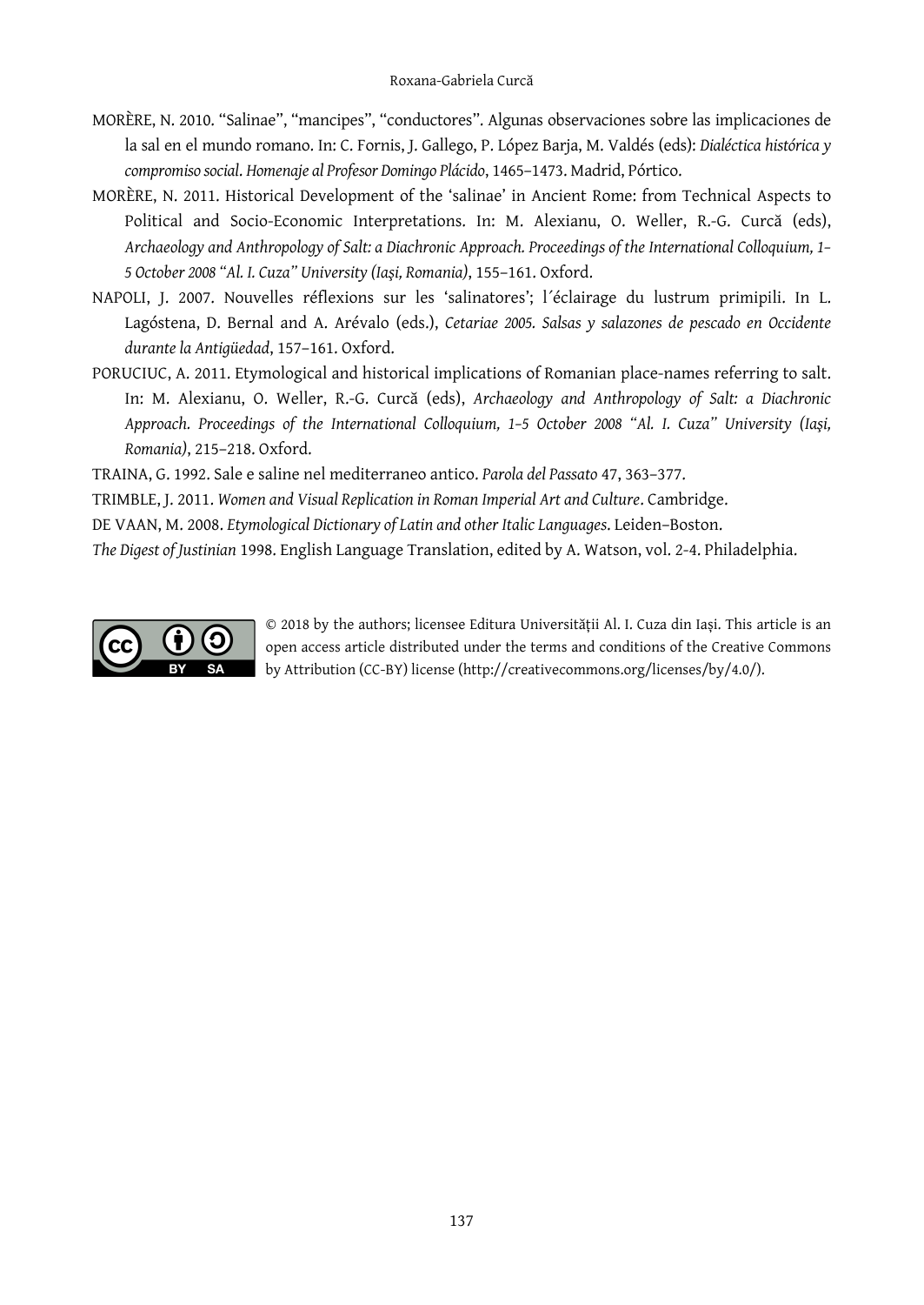MORÈRE, N. 2010. "Salinae", "mancipes", "conductores". Algunas observaciones sobre las implicaciones de la sal en el mundo romano. In: C. Fornis, J. Gallego, P. López Barja, M. Valdés (eds): *Dialéctica histórica y compromiso social. Homenaje al Profesor Domingo Plácido*, 1465–1473. Madrid, Pórtico.

MORÈRE, N. 2011. Historical Development of the 'salinae' in Ancient Rome: from Technical Aspects to Political and Socio-Economic Interpretations. In: M. Alexianu, O. Weller, R.-G. Curcă (eds), *Archaeology and Anthropology of Salt: a Diachronic Approach. Proceedings of the International Colloquium, 1–5 October 2008 "Al. I. Cuza" University (Iaşi, Romania)*, 155–161. Oxford.

NAPOLI, J. 2007. Nouvelles réflexions sur les 'salinatores'; l´éclairage du lustrum primipili. In L. Lagóstena, D. Bernal and A. Arévalo (eds.), *Cetariae 2005. Salsas y salazones de pescado en Occidente durante la Antigüedad*, 157–161. Oxford.

PORUCIUC, A. 2011. Etymological and historical implications of Romanian place-names referring to salt. In: M. Alexianu, O. Weller, R.-G. Curcă (eds), *Archaeology and Anthropology of Salt: a Diachronic Approach. Proceedings of the International Colloquium, 1–5 October 2008 "Al. I. Cuza" University (Iaşi, Romania)*, 215–218. Oxford.

TRAINA, G. 1992. Sale e saline nel mediterraneo antico. *Parola del Passato* 47, 363–377.

TRIMBLE, J. 2011. *Women and Visual Replication in Roman Imperial Art and Culture*. Cambridge.

DE VAAN, M. 2008. *Etymological Dictionary of Latin and other Italic Languages*. Leiden–Boston.

*The Digest of Justinian* 1998. English Language Translation, edited by A. Watson, vol. 2-4. Philadelphia.

© 2018 by the authors; licensee Editura Universității Al. I. Cuza din Iași. This article is an open access article distributed under the terms and conditions of the Creative Commons by Attribution (CC-BY) license (http://creativecommons.org/licenses/by/4.0/).